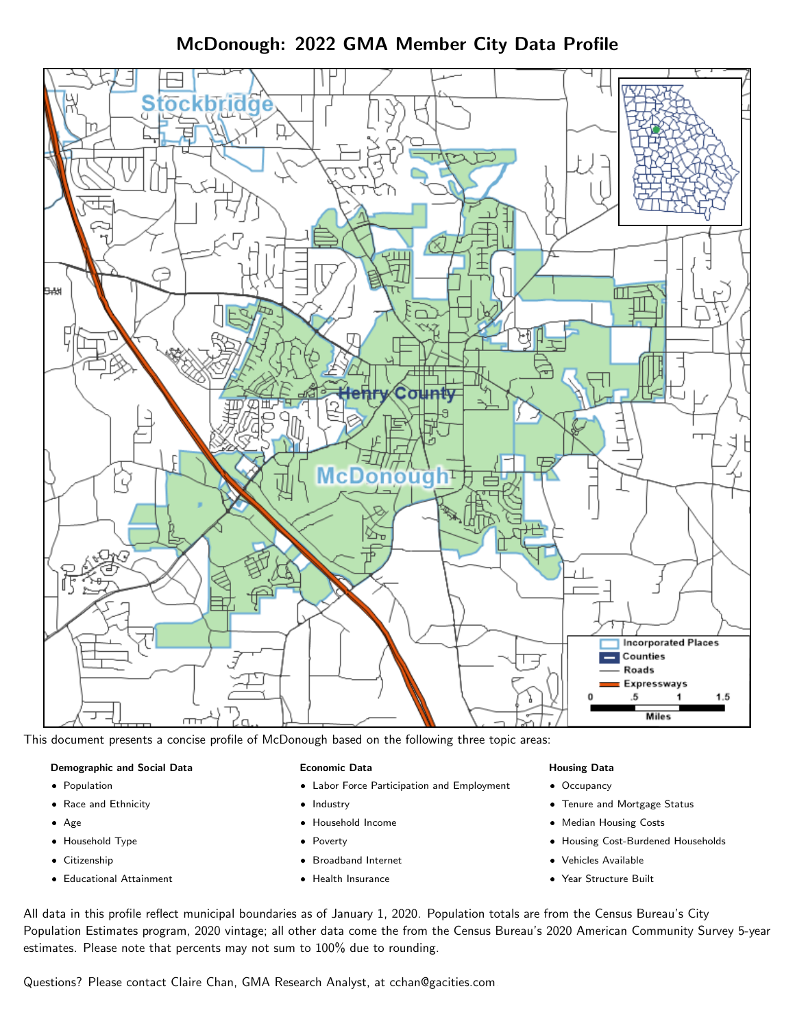# McDonough: 2022 GMA Member City Data Profile

This document presents a concise profile of McDonough based on the following three topic areas:

**Demographic and Social Data**

- Population
- Race and Ethnicity
- Age
- Household Type
- Citizenship
- Educational Attainment

**Economic Data**

- Labor Force Participation and Employment
- Industry
- Household Income
- Poverty
- Broadband Internet
- Health Insurance

**Housing Data**

- Occupancy
- Tenure and Mortgage Status
- Median Housing Costs
- Housing Cost-Burdened Households
- Vehicles Available
- Year Structure Built

All data in this profile reflect municipal boundaries as of January 1, 2020. Population totals are from the Census Bureau's City Population Estimates program, 2020 vintage; all other data come the from the Census Bureau's 2020 American Community Survey 5-year estimates. Please note that percents may not sum to 100% due to rounding.

Questions? Please contact Claire Chan, GMA Research Analyst, at cchan@gacities.com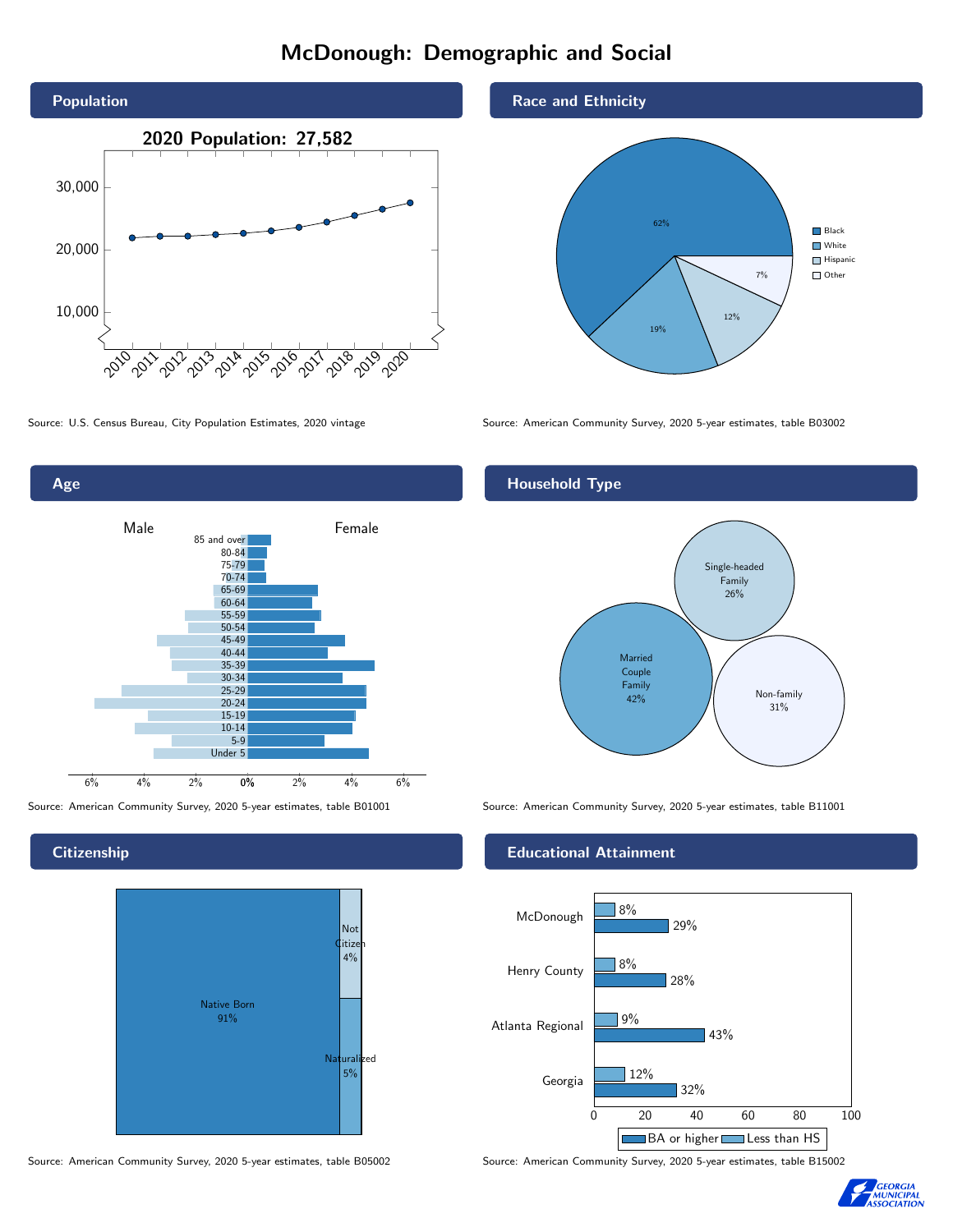# McDonough: Demographic and Social

## Population

**2020 Population: 27,582**

Source: U.S. Census Bureau, City Population Estimates, 2020 vintage

## Race and Ethnicity

| Race/Ethnicity | Share |
|---|---|
| Black | 62% |
| White | 19% |
| Hispanic | 12% |
| Other | 7% |

Source: American Community Survey, 2020 5-year estimates, table B03002

## Age

Source: American Community Survey, 2020 5-year estimates, table B01001

## Household Type

| Household Type | Share |
|---|---|
| Married Couple Family | 42% |
| Single-headed Family | 26% |
| Non-family | 31% |

Source: American Community Survey, 2020 5-year estimates, table B11001

## Citizenship

| Citizenship | Share |
|---|---|
| Native Born | 91% |
| Not Citizen | 4% |
| Naturalized | 5% |

Source: American Community Survey, 2020 5-year estimates, table B05002

## Educational Attainment

| Area | Less than HS | BA or higher |
|---|---|---|
| McDonough | 8% | 29% |
| Henry County | 8% | 28% |
| Atlanta Regional | 9% | 43% |
| Georgia | 12% | 32% |

Source: American Community Survey, 2020 5-year estimates, table B15002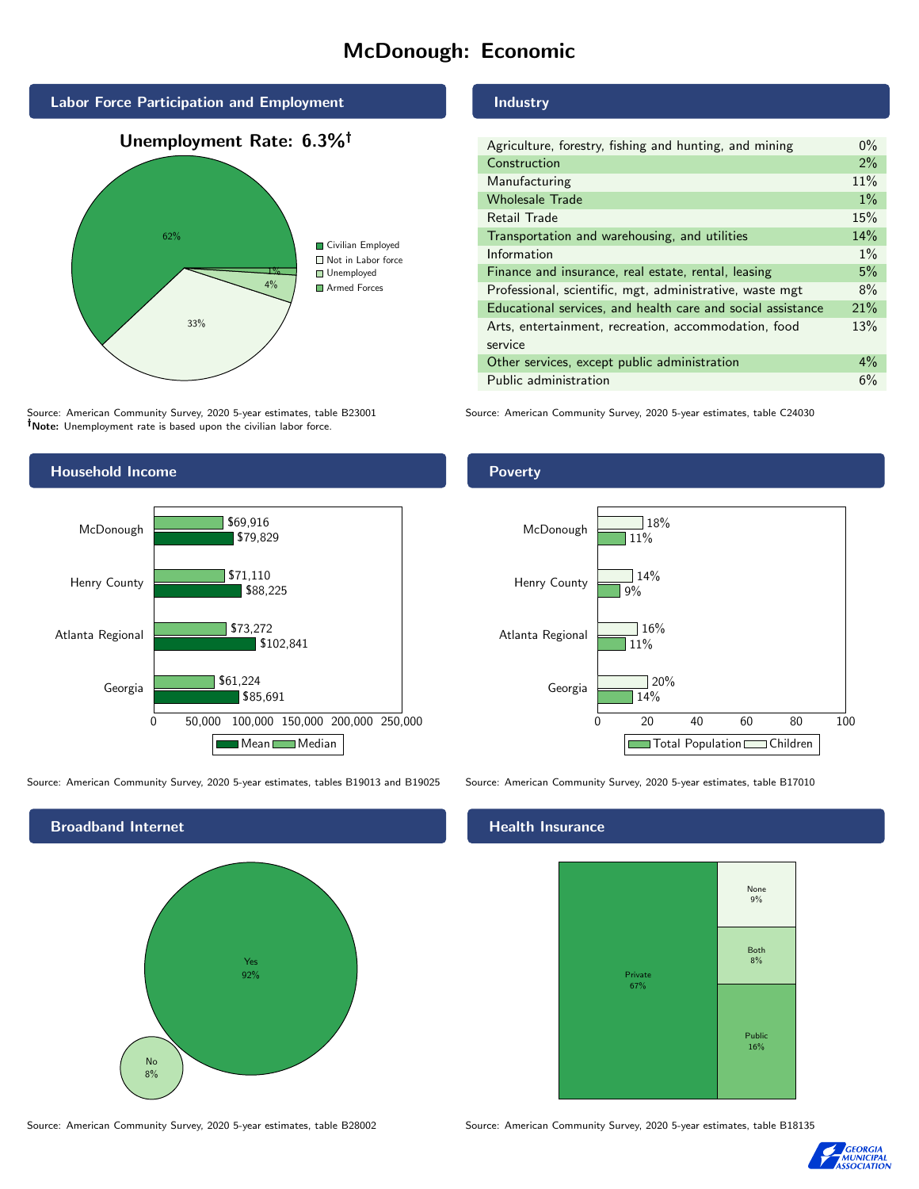# McDonough: Economic

## Labor Force Participation and Employment

**Unemployment Rate: 6.3%†**

| Category | Percent |
|---|---|
| Civilian Employed | 62% |
| Not in Labor force | 33% |
| Unemployed | 4% |
| Armed Forces | 1% |

Source: American Community Survey, 2020 5-year estimates, table B23001
**†Note:** Unemployment rate is based upon the civilian labor force.

## Industry

| Industry | Percent |
|---|---|
| Agriculture, forestry, fishing and hunting, and mining | 0% |
| Construction | 2% |
| Manufacturing | 11% |
| Wholesale Trade | 1% |
| Retail Trade | 15% |
| Transportation and warehousing, and utilities | 14% |
| Information | 1% |
| Finance and insurance, real estate, rental, leasing | 5% |
| Professional, scientific, mgt, administrative, waste mgt | 8% |
| Educational services, and health care and social assistance | 21% |
| Arts, entertainment, recreation, accommodation, food service | 13% |
| Other services, except public administration | 4% |
| Public administration | 6% |

Source: American Community Survey, 2020 5-year estimates, table C24030

## Household Income

| | Median | Mean |
|---|---|---|
| McDonough | $69,916 | $79,829 |
| Henry County | $71,110 | $88,225 |
| Atlanta Regional | $73,272 | $102,841 |
| Georgia | $61,224 | $85,691 |

Source: American Community Survey, 2020 5-year estimates, tables B19013 and B19025

## Poverty

| | Children | Total Population |
|---|---|---|
| McDonough | 18% | 11% |
| Henry County | 14% | 9% |
| Atlanta Regional | 16% | 11% |
| Georgia | 20% | 14% |

Source: American Community Survey, 2020 5-year estimates, table B17010

## Broadband Internet

| Response | Percent |
|---|---|
| Yes | 92% |
| No | 8% |

Source: American Community Survey, 2020 5-year estimates, table B28002

## Health Insurance

| Type | Percent |
|---|---|
| Private | 67% |
| Public | 16% |
| Both | 8% |
| None | 9% |

Source: American Community Survey, 2020 5-year estimates, table B18135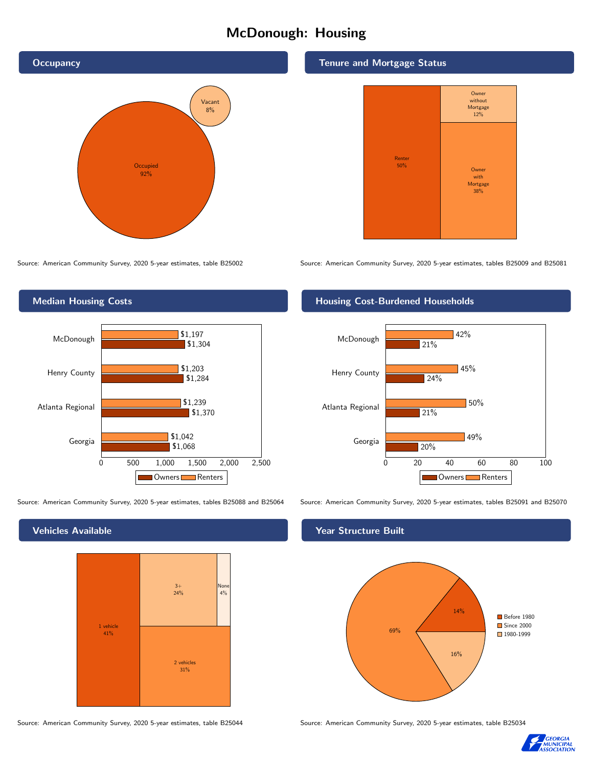# McDonough: Housing

## Occupancy

Vacant
8%

Occupied
92%

Source: American Community Survey, 2020 5-year estimates, table B25002

## Tenure and Mortgage Status

Renter
50%

Owner without Mortgage
12%

Owner with Mortgage
38%

Source: American Community Survey, 2020 5-year estimates, tables B25009 and B25081

## Median Housing Costs

McDonough
$1,197
$1,304

Henry County
$1,203
$1,284

Atlanta Regional
$1,239
$1,370

Georgia
$1,042
$1,068

0 500 1,000 1,500 2,000 2,500

Owners Renters

Source: American Community Survey, 2020 5-year estimates, tables B25088 and B25064

## Housing Cost-Burdened Households

McDonough
42%
21%

Henry County
45%
24%

Atlanta Regional
50%
21%

Georgia
49%
20%

0 20 40 60 80 100

Owners Renters

Source: American Community Survey, 2020 5-year estimates, tables B25091 and B25070

## Vehicles Available

1 vehicle
41%

3+
24%

None
4%

2 vehicles
31%

Source: American Community Survey, 2020 5-year estimates, table B25044

## Year Structure Built

14%

69%

16%

Before 1980
Since 2000
1980-1999

Source: American Community Survey, 2020 5-year estimates, table B25034